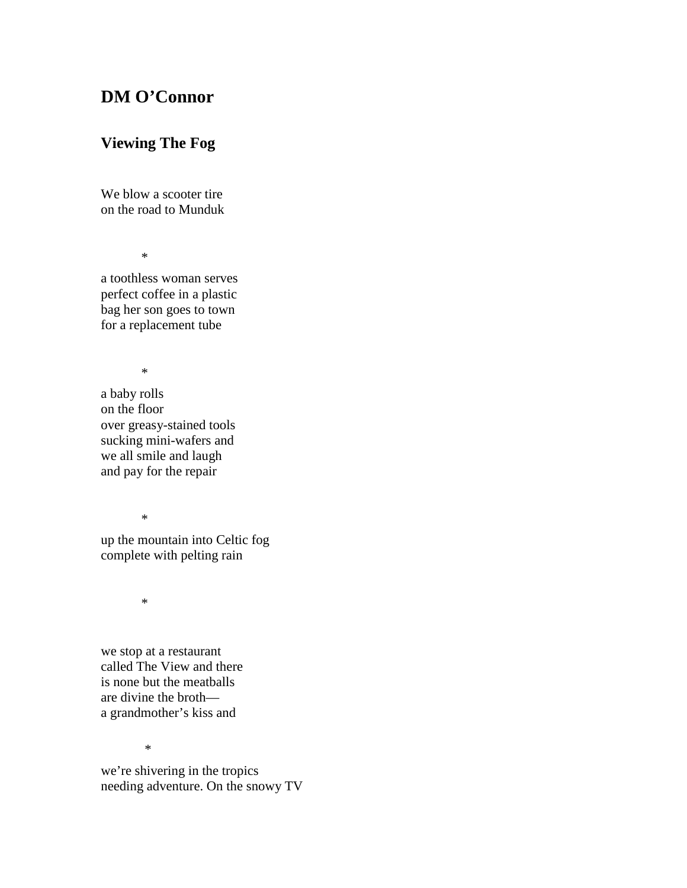## DM O'Connor

### Viewing The Fog

We blow a scooter tire  
on the road to Munduk

*

a toothless woman serves  
perfect coffee in a plastic  
bag her son goes to town  
for a replacement tube

*

a baby rolls  
on the floor  
over greasy-stained tools  
sucking mini-wafers and  
we all smile and laugh  
and pay for the repair

*

up the mountain into Celtic fog  
complete with pelting rain

*

we stop at a restaurant  
called The View and there  
is none but the meatballs  
are divine the broth—  
a grandmother's kiss and

*

we're shivering in the tropics  
needing adventure. On the snowy TV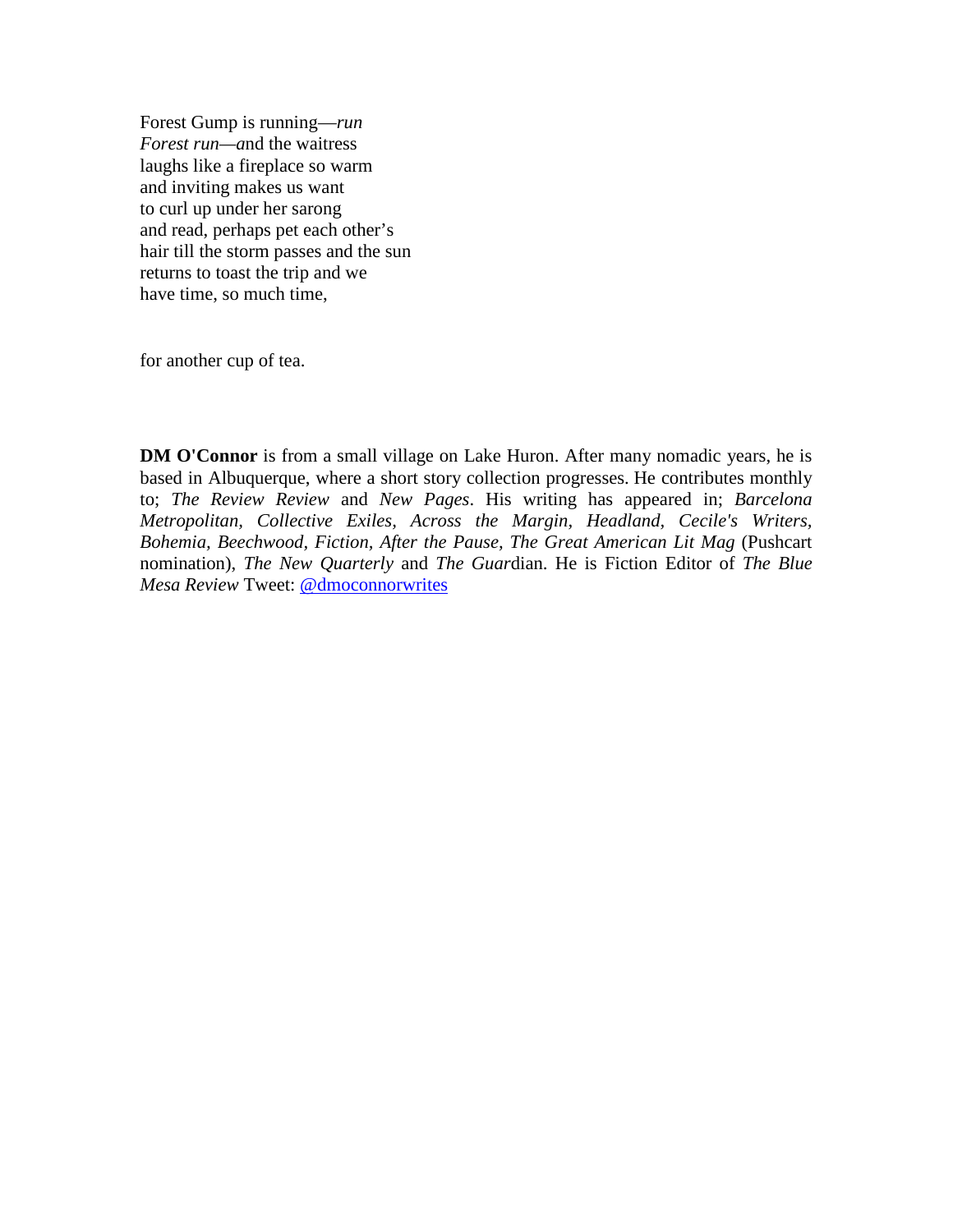Forest Gump is running—*run*
*Forest run—a*nd the waitress
laughs like a fireplace so warm
and inviting makes us want
to curl up under her sarong
and read, perhaps pet each other's
hair till the storm passes and the sun
returns to toast the trip and we
have time, so much time,

for another cup of tea.

**DM O'Connor** is from a small village on Lake Huron. After many nomadic years, he is based in Albuquerque, where a short story collection progresses. He contributes monthly to; *The Review Review* and *New Pages*. His writing has appeared in; *Barcelona Metropolitan, Collective Exiles, Across the Margin, Headland, Cecile's Writers, Bohemia, Beechwood, Fiction, After the Pause, The Great American Lit Mag* (Pushcart nomination), *The New Quarterly* and *The Guar*dian. He is Fiction Editor of *The Blue Mesa Review* Tweet: @dmoconnorwrites